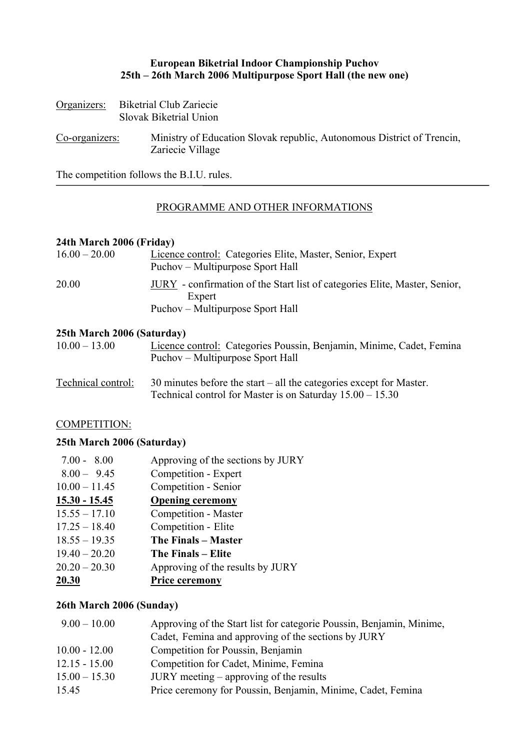**European Biketrial Indoor Championship Puchov**
**25th – 26th March 2006 Multipurpose Sport Hall (the new one)**

Organizers: Biketrial Club Zariecie
Slovak Biketrial Union

Co-organizers: Ministry of Education Slovak republic, Autonomous District of Trencin, Zariecie Village

The competition follows the B.I.U. rules.

---

## PROGRAMME AND OTHER INFORMATIONS

**24th March 2006 (Friday)**

| | |
|---|---|
| 16.00 – 20.00 | Licence control: Categories Elite, Master, Senior, Expert<br>Puchov – Multipurpose Sport Hall |
| 20.00 | JURY - confirmation of the Start list of categories Elite, Master, Senior, Expert<br>Puchov – Multipurpose Sport Hall |

**25th March 2006 (Saturday)**

| | |
|---|---|
| 10.00 – 13.00 | Licence control: Categories Poussin, Benjamin, Minime, Cadet, Femina<br>Puchov – Multipurpose Sport Hall |
| Technical control: | 30 minutes before the start – all the categories except for Master.<br>Technical control for Master is on Saturday 15.00 – 15.30 |

COMPETITION:

**25th March 2006 (Saturday)**

| | |
|---|---|
| 7.00 - 8.00 | Approving of the sections by JURY |
| 8.00 – 9.45 | Competition - Expert |
| 10.00 – 11.45 | Competition - Senior |
| **15.30 - 15.45** | **Opening ceremony** |
| 15.55 – 17.10 | Competition - Master |
| 17.25 – 18.40 | Competition - Elite |
| 18.55 – 19.35 | **The Finals – Master** |
| 19.40 – 20.20 | **The Finals – Elite** |
| 20.20 – 20.30 | Approving of the results by JURY |
| **20.30** | **Price ceremony** |

**26th March 2006 (Sunday)**

| | |
|---|---|
| 9.00 – 10.00 | Approving of the Start list for categorie Poussin, Benjamin, Minime, Cadet, Femina and approving of the sections by JURY |
| 10.00 - 12.00 | Competition for Poussin, Benjamin |
| 12.15 - 15.00 | Competition for Cadet, Minime, Femina |
| 15.00 – 15.30 | JURY meeting – approving of the results |
| 15.45 | Price ceremony for Poussin, Benjamin, Minime, Cadet, Femina |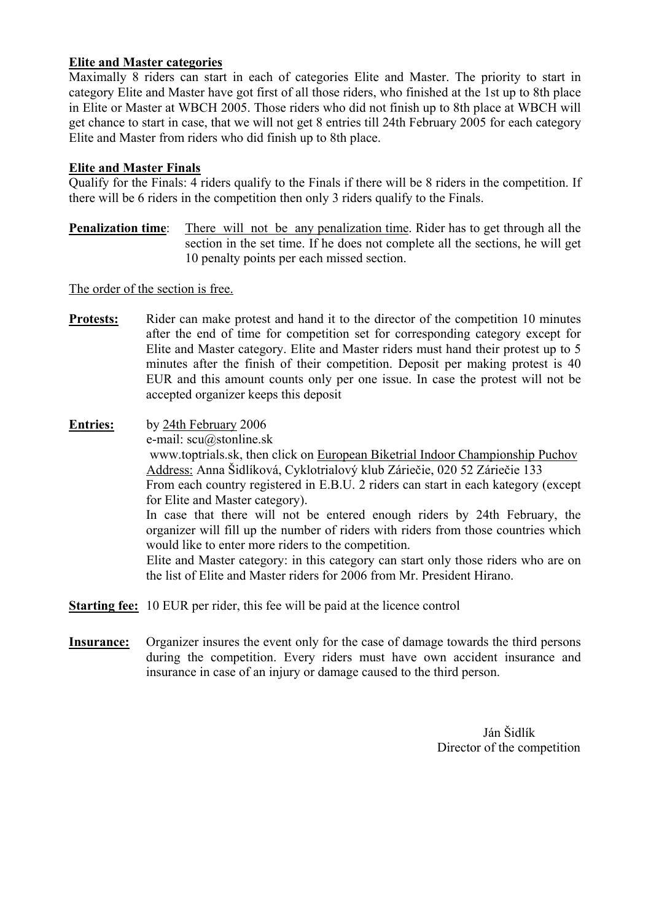**Elite and Master categories**

Maximally 8 riders can start in each of categories Elite and Master. The priority to start in category Elite and Master have got first of all those riders, who finished at the 1st up to 8th place in Elite or Master at WBCH 2005. Those riders who did not finish up to 8th place at WBCH will get chance to start in case, that we will not get 8 entries till 24th February 2005 for each category Elite and Master from riders who did finish up to 8th place.

**Elite and Master Finals**

Qualify for the Finals: 4 riders qualify to the Finals if there will be 8 riders in the competition. If there will be 6 riders in the competition then only 3 riders qualify to the Finals.

**Penalization time**: There will not be any penalization time. Rider has to get through all the section in the set time. If he does not complete all the sections, he will get 10 penalty points per each missed section.

The order of the section is free.

**Protests:** Rider can make protest and hand it to the director of the competition 10 minutes after the end of time for competition set for corresponding category except for Elite and Master category. Elite and Master riders must hand their protest up to 5 minutes after the finish of their competition. Deposit per making protest is 40 EUR and this amount counts only per one issue. In case the protest will not be accepted organizer keeps this deposit

**Entries:** by 24th February 2006

e-mail: scu@stonline.sk

www.toptrials.sk, then click on European Biketrial Indoor Championship Puchov

Address: Anna Šidlíková, Cyklotrialový klub Záriečie, 020 52 Záriečie 133

From each country registered in E.B.U. 2 riders can start in each kategory (except for Elite and Master category).

In case that there will not be entered enough riders by 24th February, the organizer will fill up the number of riders with riders from those countries which would like to enter more riders to the competition.

Elite and Master category: in this category can start only those riders who are on the list of Elite and Master riders for 2006 from Mr. President Hirano.

**Starting fee:** 10 EUR per rider, this fee will be paid at the licence control

**Insurance:** Organizer insures the event only for the case of damage towards the third persons during the competition. Every riders must have own accident insurance and insurance in case of an injury or damage caused to the third person.

Ján Šidlík
Director of the competition